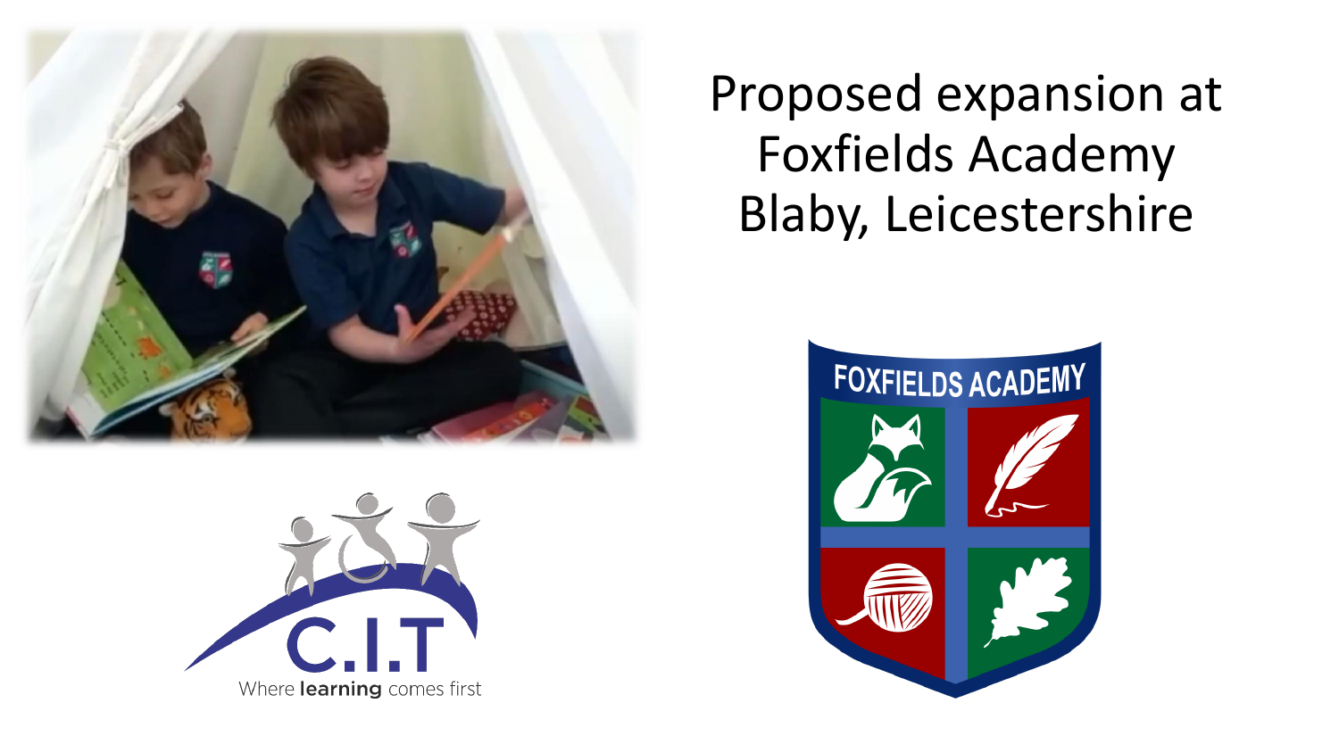# Proposed expansion at Foxfields Academy Blaby, Leicestershire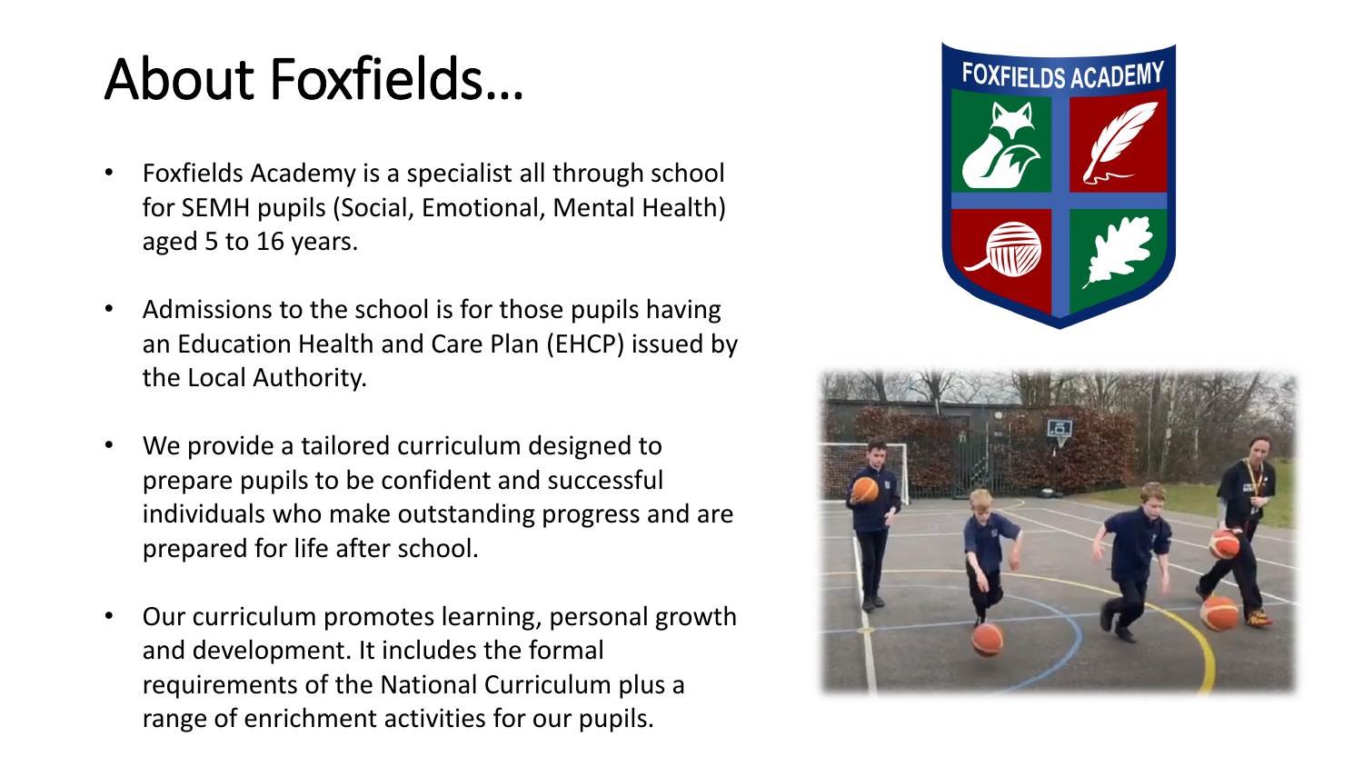# About Foxfields…

- Foxfields Academy is a specialist all through school for SEMH pupils (Social, Emotional, Mental Health) aged 5 to 16 years.
- Admissions to the school is for those pupils having an Education Health and Care Plan (EHCP) issued by the Local Authority.
- We provide a tailored curriculum designed to prepare pupils to be confident and successful individuals who make outstanding progress and are prepared for life after school.
- Our curriculum promotes learning, personal growth and development. It includes the formal requirements of the National Curriculum plus a range of enrichment activities for our pupils.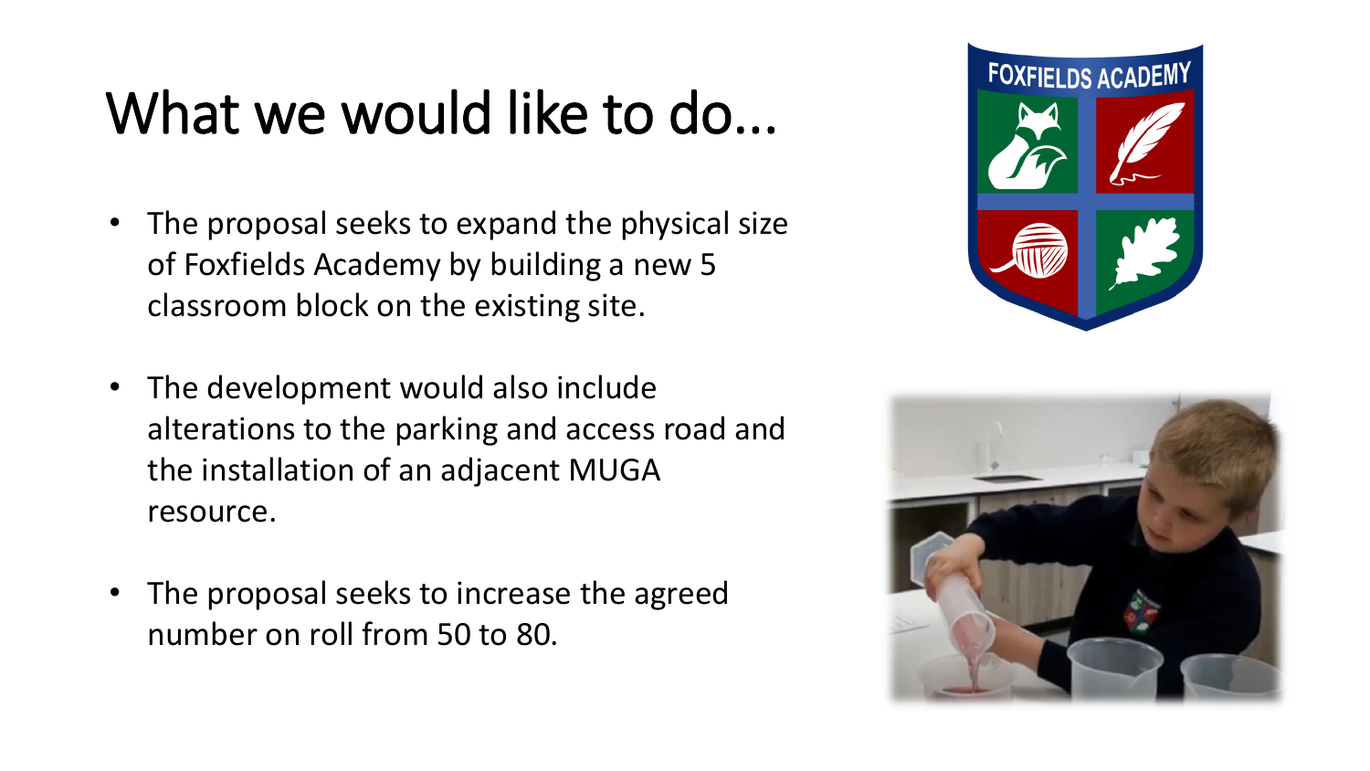# What we would like to do…

- The proposal seeks to expand the physical size of Foxfields Academy by building a new 5 classroom block on the existing site.
- The development would also include alterations to the parking and access road and the installation of an adjacent MUGA resource.
- The proposal seeks to increase the agreed number on roll from 50 to 80.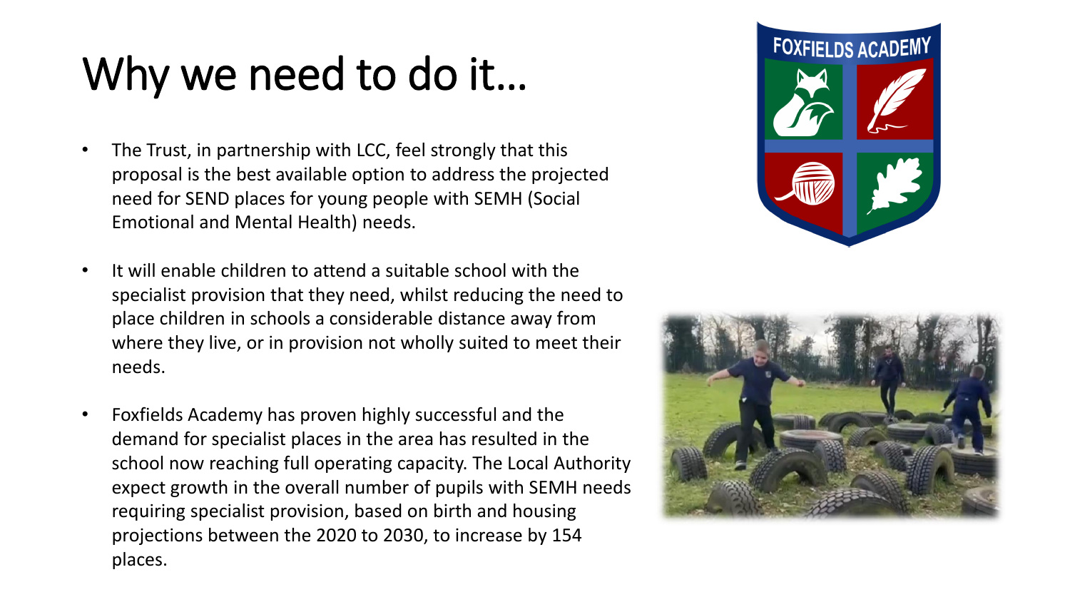# Why we need to do it…

- The Trust, in partnership with LCC, feel strongly that this proposal is the best available option to address the projected need for SEND places for young people with SEMH (Social Emotional and Mental Health) needs.

- It will enable children to attend a suitable school with the specialist provision that they need, whilst reducing the need to place children in schools a considerable distance away from where they live, or in provision not wholly suited to meet their needs.

- Foxfields Academy has proven highly successful and the demand for specialist places in the area has resulted in the school now reaching full operating capacity. The Local Authority expect growth in the overall number of pupils with SEMH needs requiring specialist provision, based on birth and housing projections between the 2020 to 2030, to increase by 154 places.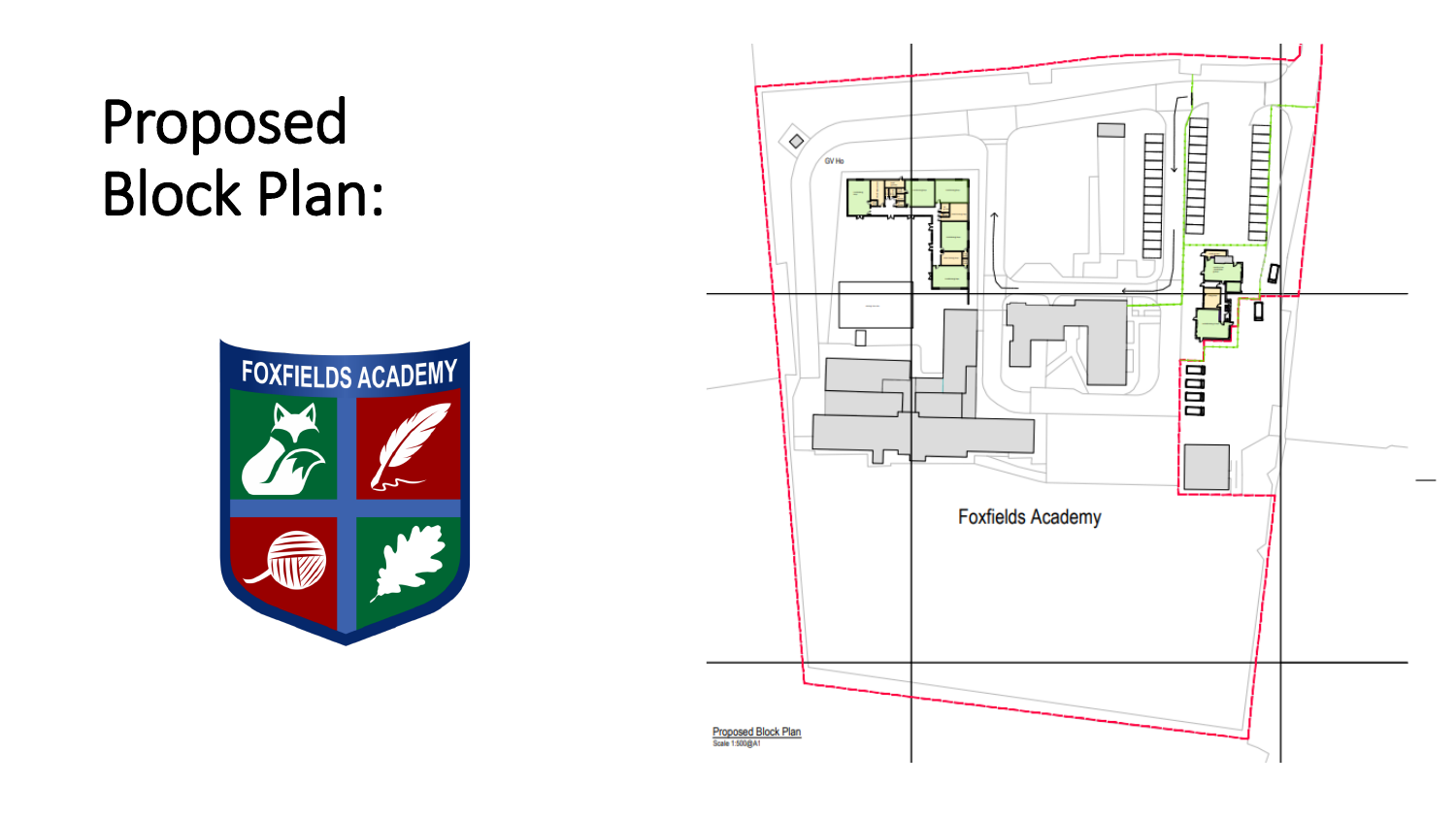# Proposed Block Plan:

FOXFIELDS ACADEMY

Foxfields Academy

Proposed Block Plan
Scale 1:500@A1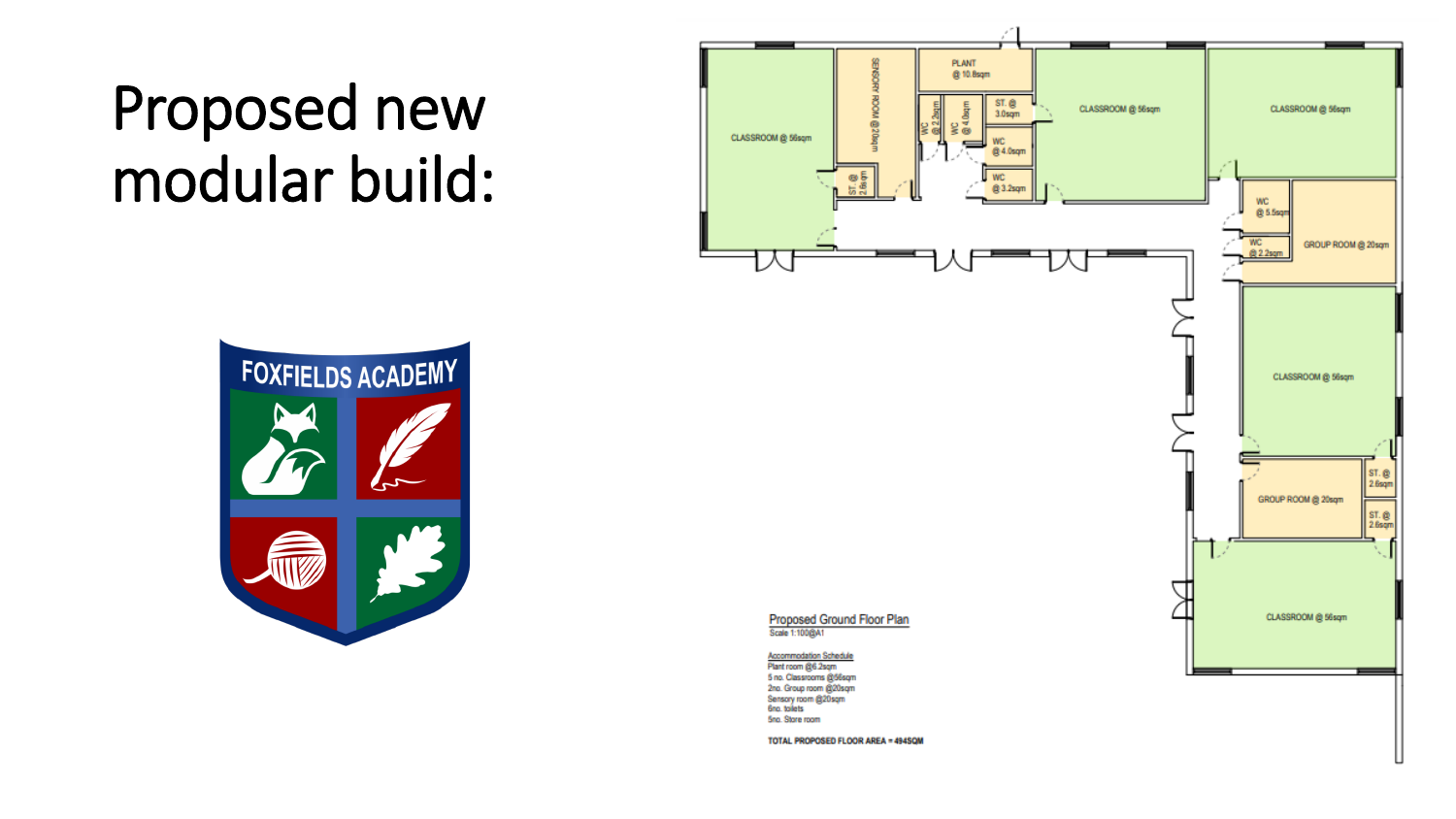# Proposed new modular build:

FOXFIELDS ACADEMY

CLASSROOM @ 56sqm

SENSORY ROOM @ 20sqm

PLANT @ 10.8sqm

WC @ 2.2sqm

WC @ 4.0sqm

ST. @ 3.0sqm

WC @ 4.0sqm

WC @ 3.2sqm

ST. @ 2.6sqm

CLASSROOM @ 56sqm

CLASSROOM @ 56sqm

WC @ 5.5sqm

WC @ 2.2sqm

GROUP ROOM @ 20sqm

CLASSROOM @ 56sqm

ST. @ 2.6sqm

ST. @ 2.6sqm

GROUP ROOM @ 20sqm

CLASSROOM @ 56sqm

Proposed Ground Floor Plan
Scale 1:100@A1

Accommodation Schedule
Plant room @6.2sqm
5 no. Classrooms @56sqm
2no. Group room @20sqm
Sensory room @20sqm
6no. toilets
5no. Store room

TOTAL PROPOSED FLOOR AREA = 494SQM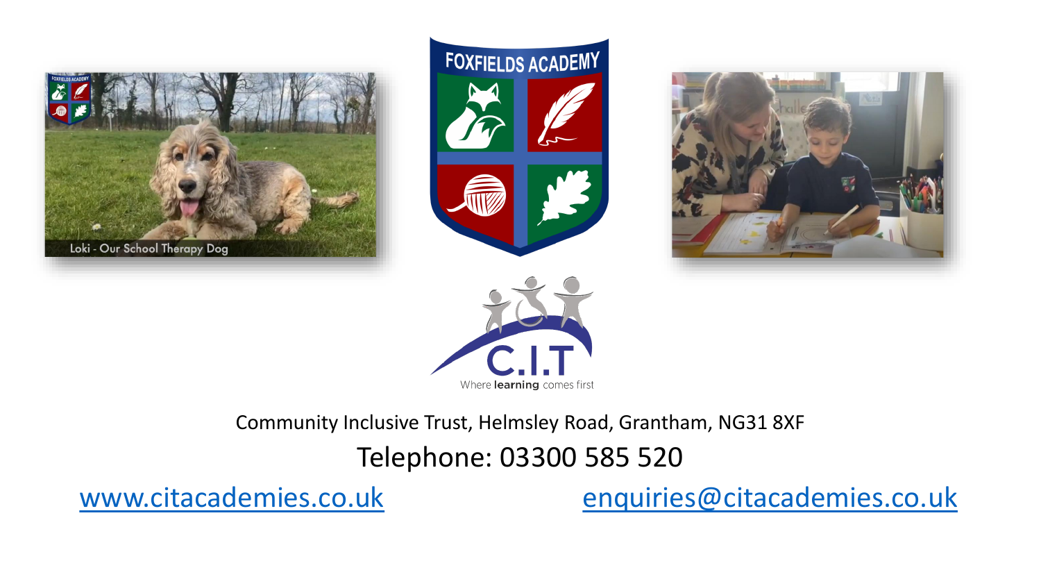Loki - Our School Therapy Dog

FOXFIELDS ACADEMY

C.I.T

Where **learning** comes first

Community Inclusive Trust, Helmsley Road, Grantham, NG31 8XF

Telephone: 03300 585 520

www.citacademies.co.uk

enquiries@citacademies.co.uk